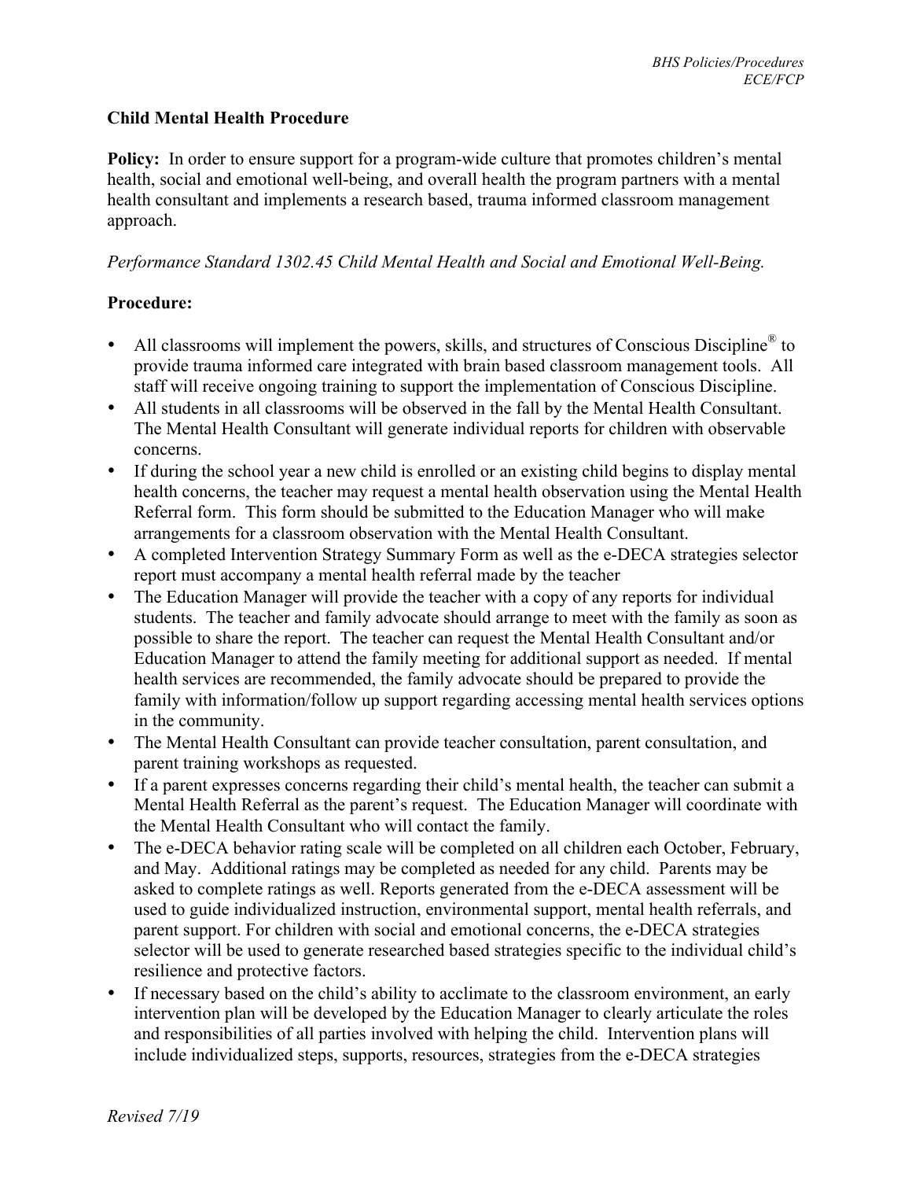**Child Mental Health Procedure**

**Policy:** In order to ensure support for a program-wide culture that promotes children's mental health, social and emotional well-being, and overall health the program partners with a mental health consultant and implements a research based, trauma informed classroom management approach.

*Performance Standard 1302.45 Child Mental Health and Social and Emotional Well-Being.*

**Procedure:**

- All classrooms will implement the powers, skills, and structures of Conscious Discipline® to provide trauma informed care integrated with brain based classroom management tools. All staff will receive ongoing training to support the implementation of Conscious Discipline.
- All students in all classrooms will be observed in the fall by the Mental Health Consultant. The Mental Health Consultant will generate individual reports for children with observable concerns.
- If during the school year a new child is enrolled or an existing child begins to display mental health concerns, the teacher may request a mental health observation using the Mental Health Referral form. This form should be submitted to the Education Manager who will make arrangements for a classroom observation with the Mental Health Consultant.
- A completed Intervention Strategy Summary Form as well as the e-DECA strategies selector report must accompany a mental health referral made by the teacher
- The Education Manager will provide the teacher with a copy of any reports for individual students. The teacher and family advocate should arrange to meet with the family as soon as possible to share the report. The teacher can request the Mental Health Consultant and/or Education Manager to attend the family meeting for additional support as needed. If mental health services are recommended, the family advocate should be prepared to provide the family with information/follow up support regarding accessing mental health services options in the community.
- The Mental Health Consultant can provide teacher consultation, parent consultation, and parent training workshops as requested.
- If a parent expresses concerns regarding their child's mental health, the teacher can submit a Mental Health Referral as the parent's request. The Education Manager will coordinate with the Mental Health Consultant who will contact the family.
- The e-DECA behavior rating scale will be completed on all children each October, February, and May. Additional ratings may be completed as needed for any child. Parents may be asked to complete ratings as well. Reports generated from the e-DECA assessment will be used to guide individualized instruction, environmental support, mental health referrals, and parent support. For children with social and emotional concerns, the e-DECA strategies selector will be used to generate researched based strategies specific to the individual child's resilience and protective factors.
- If necessary based on the child's ability to acclimate to the classroom environment, an early intervention plan will be developed by the Education Manager to clearly articulate the roles and responsibilities of all parties involved with helping the child. Intervention plans will include individualized steps, supports, resources, strategies from the e-DECA strategies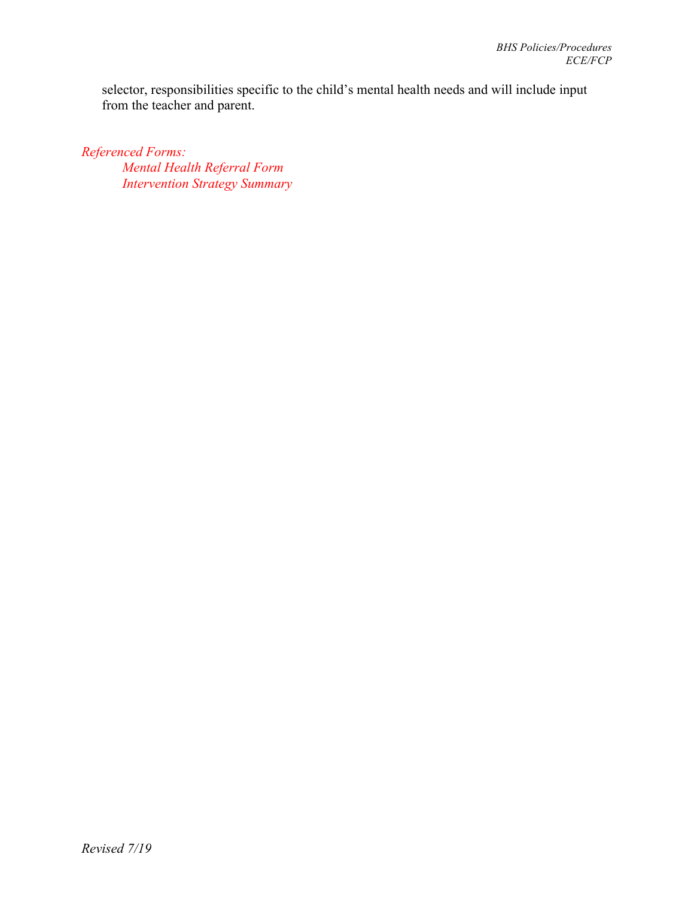selector, responsibilities specific to the child's mental health needs and will include input from the teacher and parent.

*Referenced Forms:*

*Mental Health Referral Form*
*Intervention Strategy Summary*

*Revised 7/19*